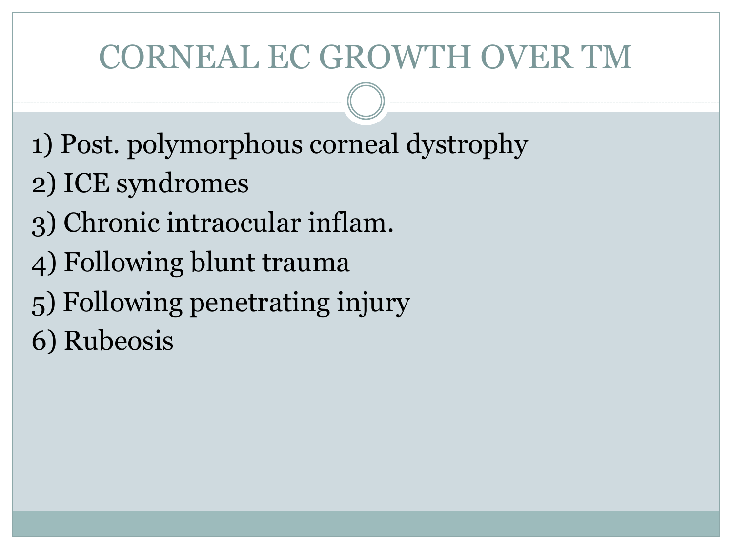# CORNEAL EC GROWTH OVER TM

1) Post. polymorphous corneal dystrophy
2) ICE syndromes
3) Chronic intraocular inflam.
4) Following blunt trauma
5) Following penetrating injury
6) Rubeosis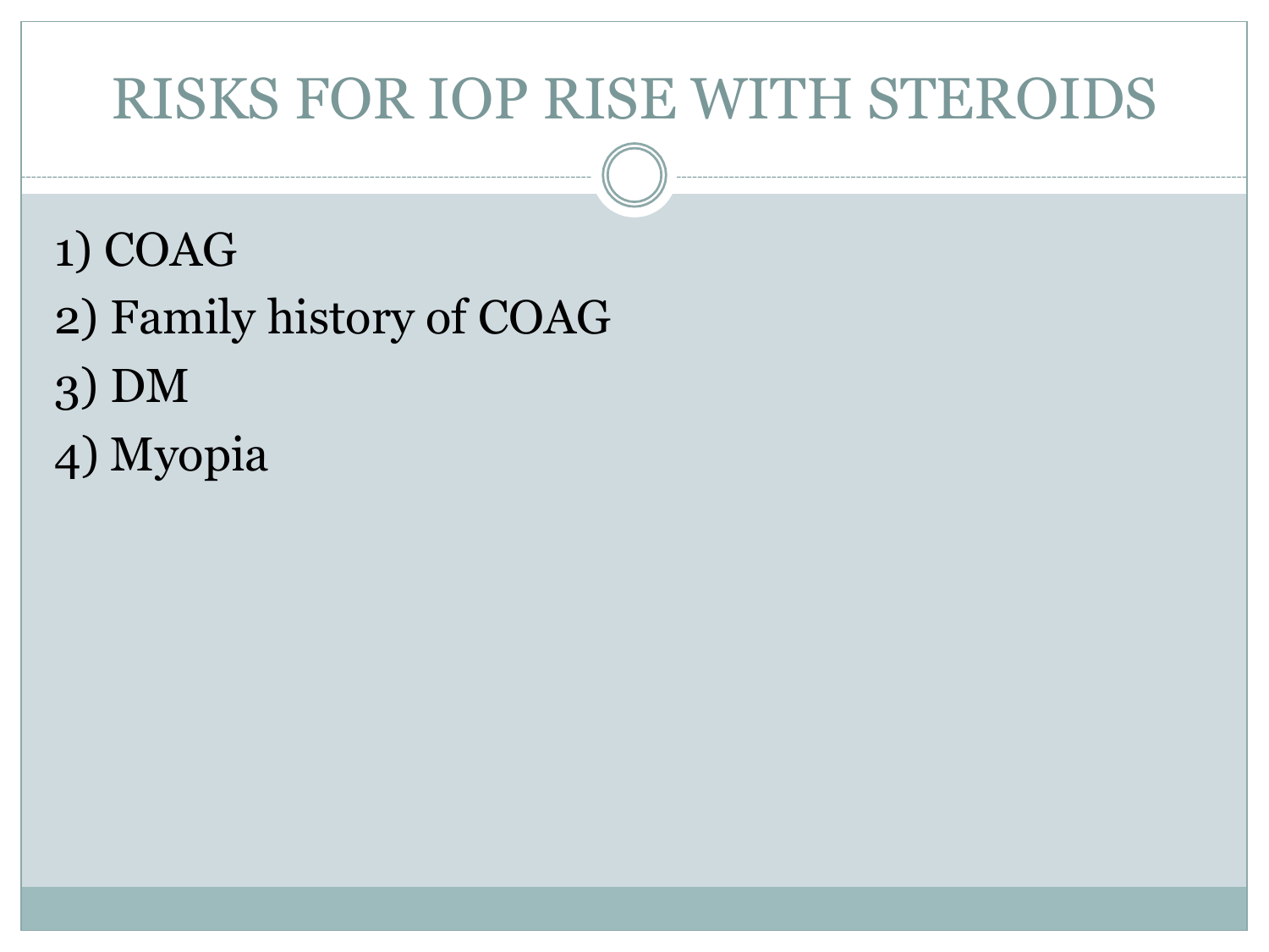# RISKS FOR IOP RISE WITH STEROIDS

1) COAG
2) Family history of COAG
3) DM
4) Myopia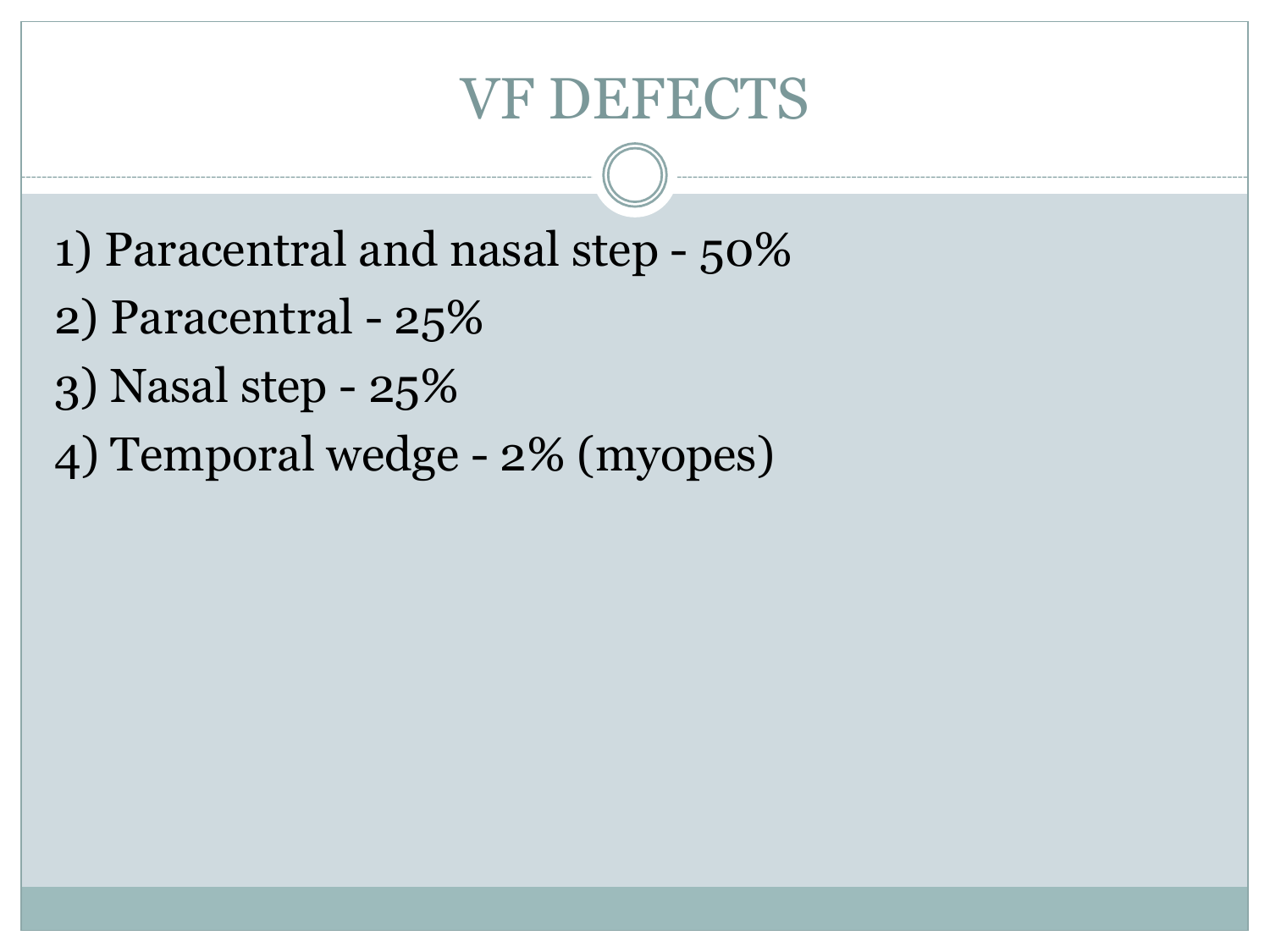# VF DEFECTS

1) Paracentral and nasal step - 50%
2) Paracentral - 25%
3) Nasal step - 25%
4) Temporal wedge - 2% (myopes)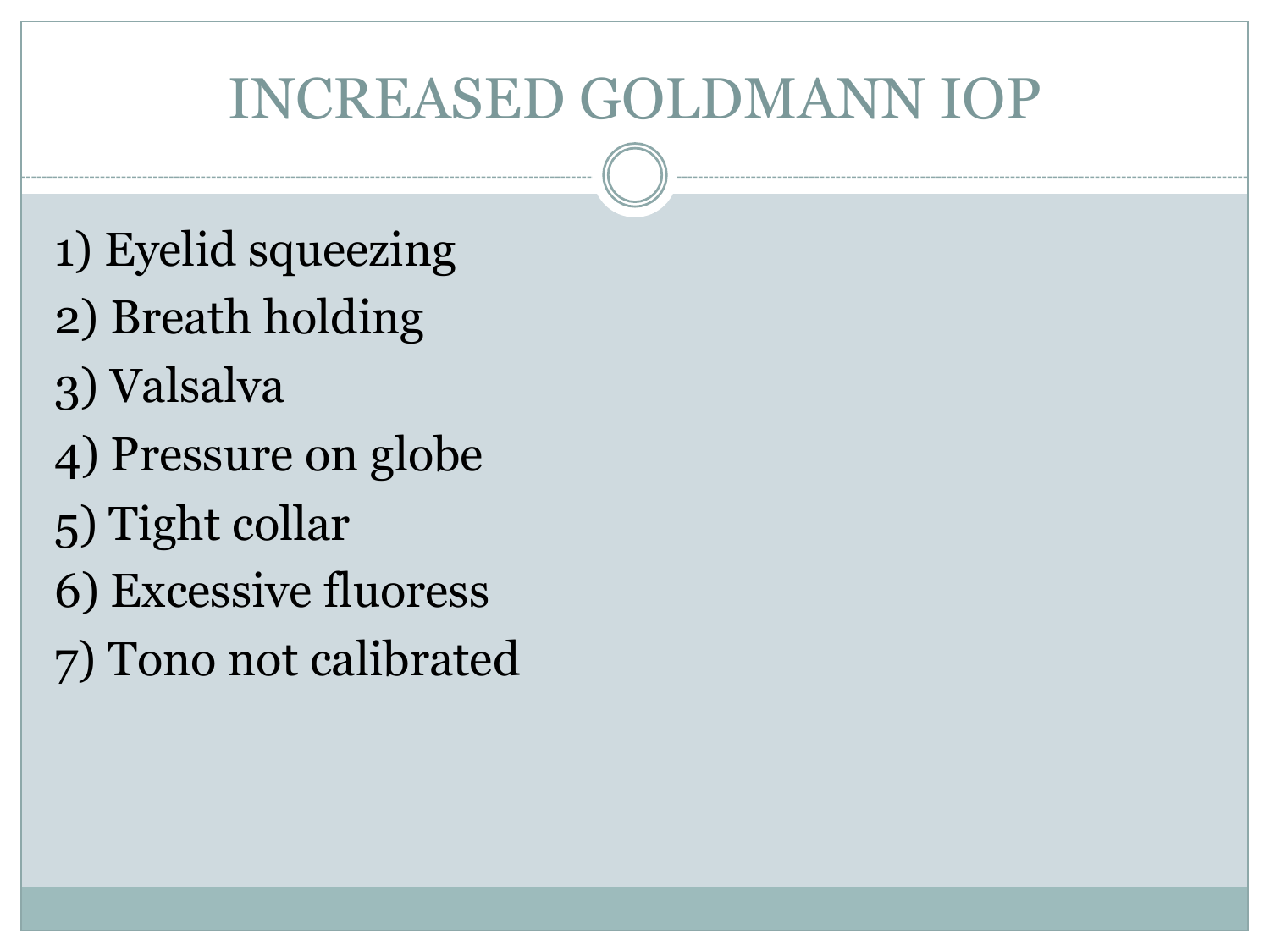# INCREASED GOLDMANN IOP

1) Eyelid squeezing
2) Breath holding
3) Valsalva
4) Pressure on globe
5) Tight collar
6) Excessive fluoress
7) Tono not calibrated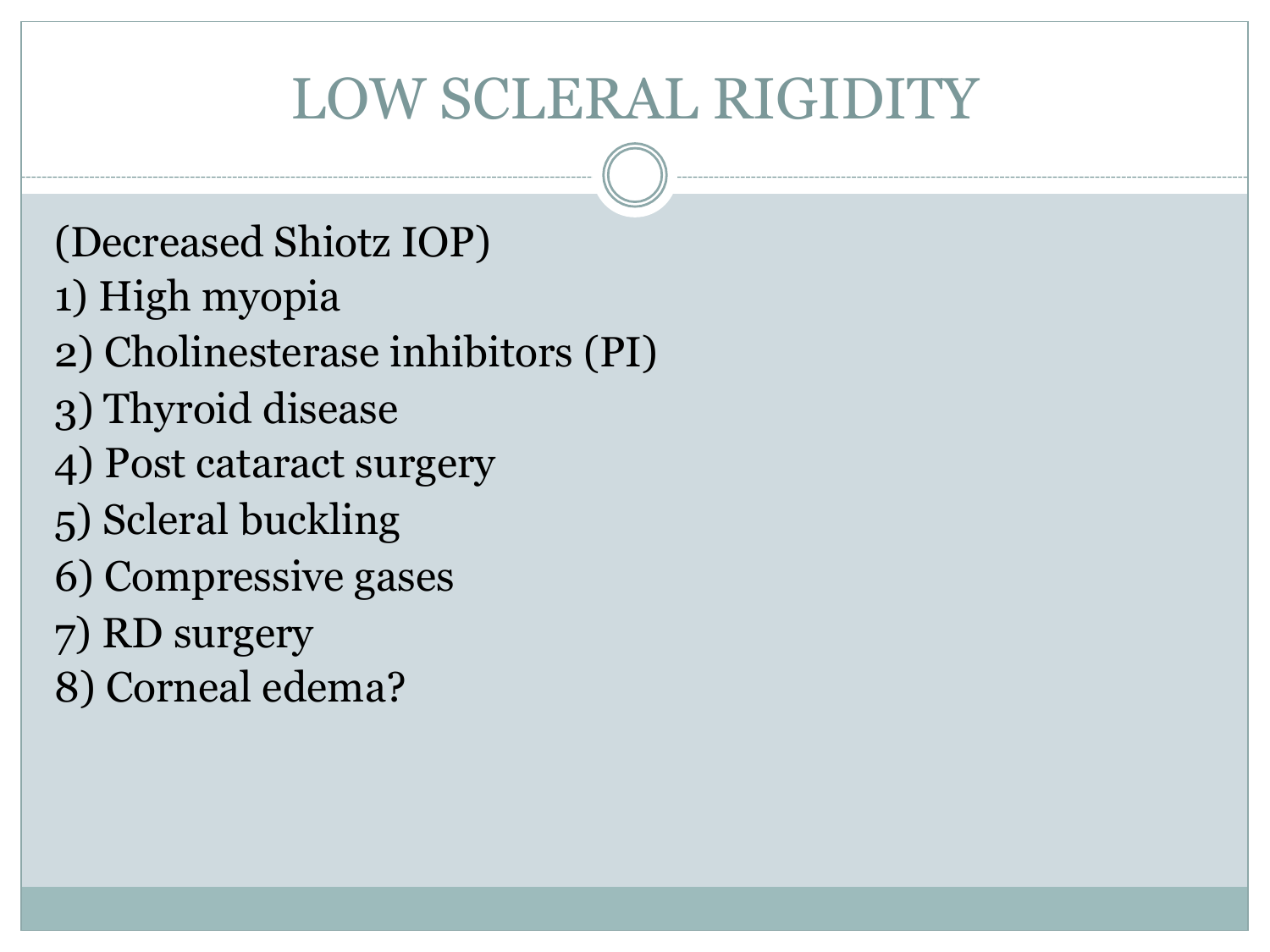# LOW SCLERAL RIGIDITY

(Decreased Shiotz IOP)

1) High myopia
2) Cholinesterase inhibitors (PI)
3) Thyroid disease
4) Post cataract surgery
5) Scleral buckling
6) Compressive gases
7) RD surgery
8) Corneal edema?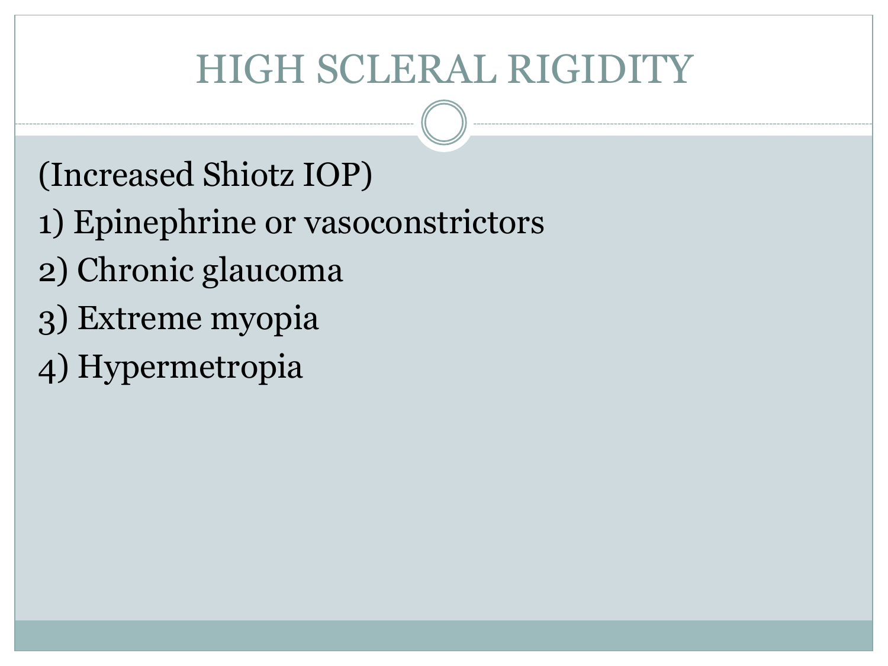# HIGH SCLERAL RIGIDITY

(Increased Shiotz IOP)

1) Epinephrine or vasoconstrictors

2) Chronic glaucoma

3) Extreme myopia

4) Hypermetropia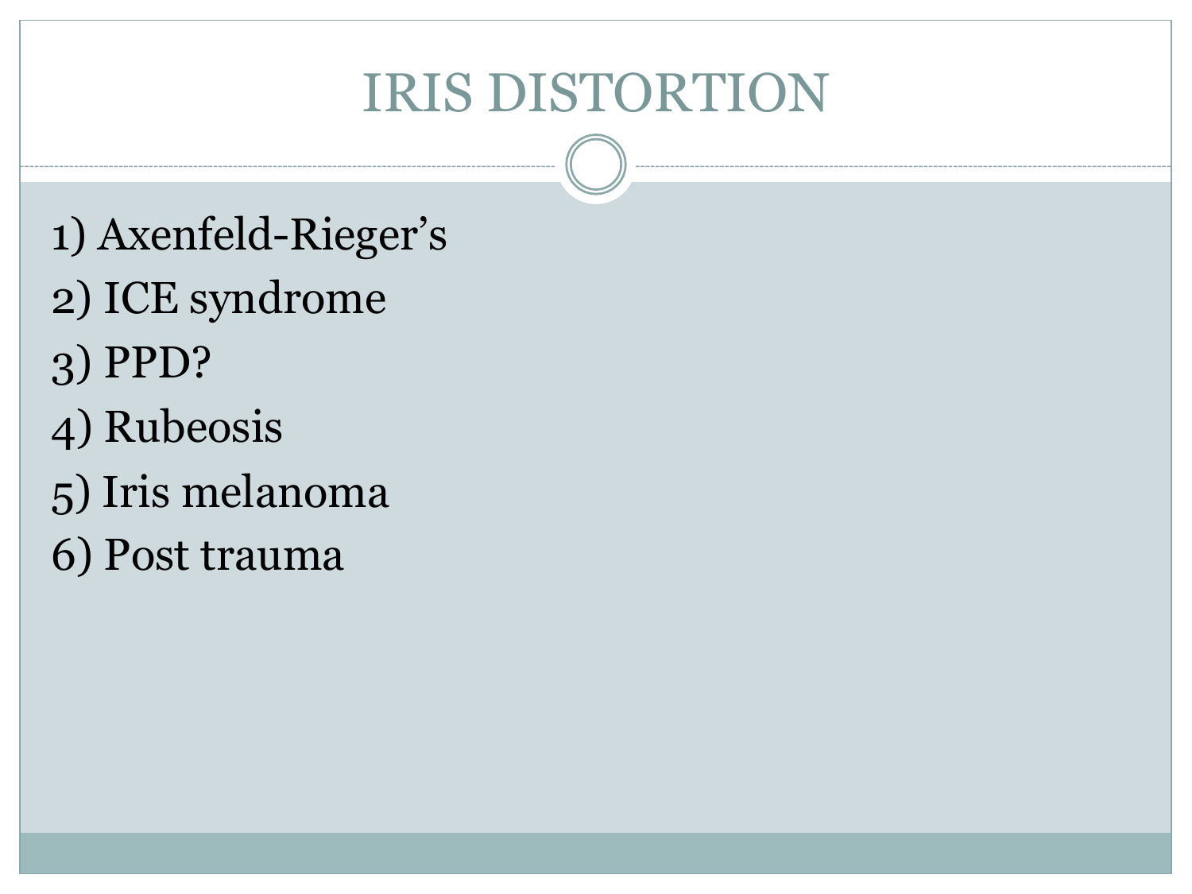# IRIS DISTORTION

1) Axenfeld-Rieger's
2) ICE syndrome
3) PPD?
4) Rubeosis
5) Iris melanoma
6) Post trauma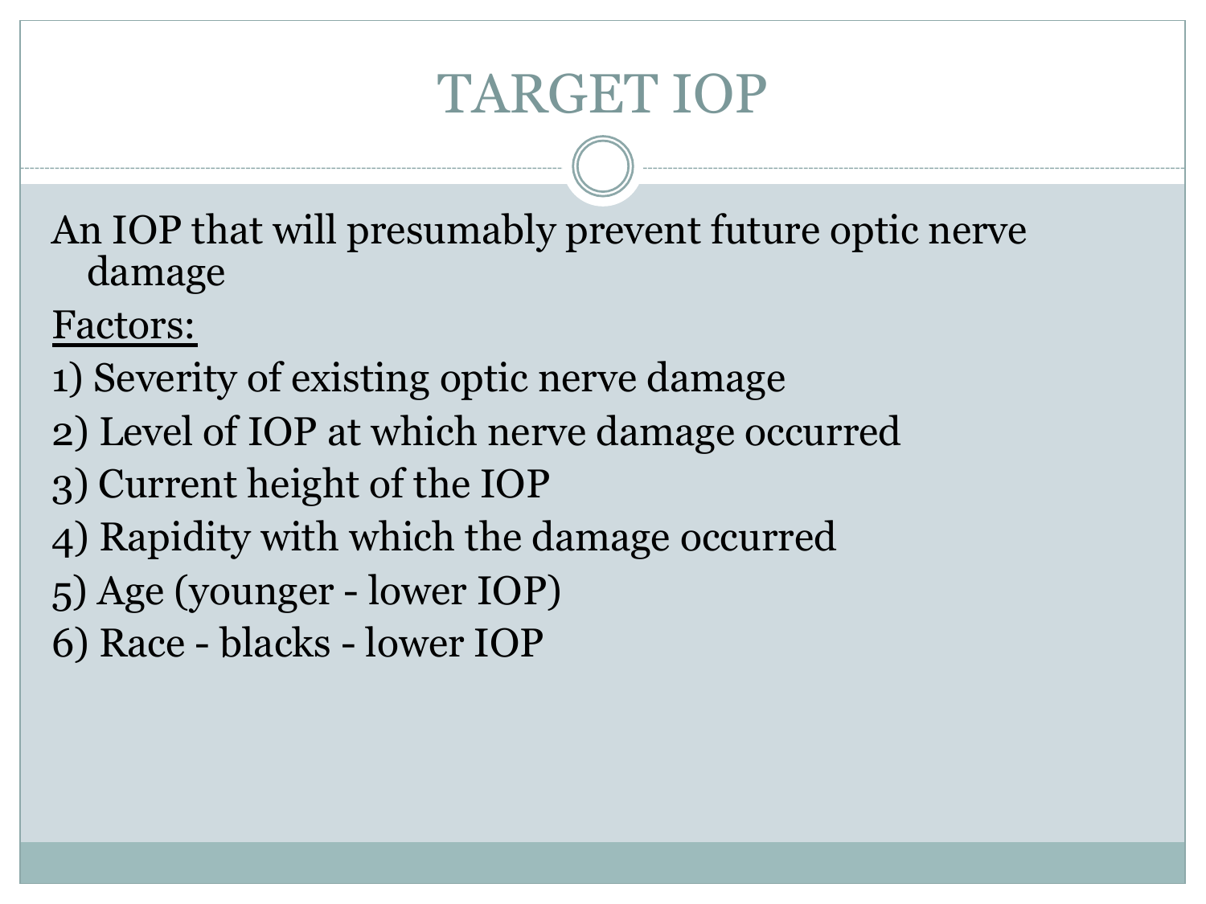# TARGET IOP

An IOP that will presumably prevent future optic nerve damage

<u>Factors:</u>

1) Severity of existing optic nerve damage
2) Level of IOP at which nerve damage occurred
3) Current height of the IOP
4) Rapidity with which the damage occurred
5) Age (younger - lower IOP)
6) Race - blacks - lower IOP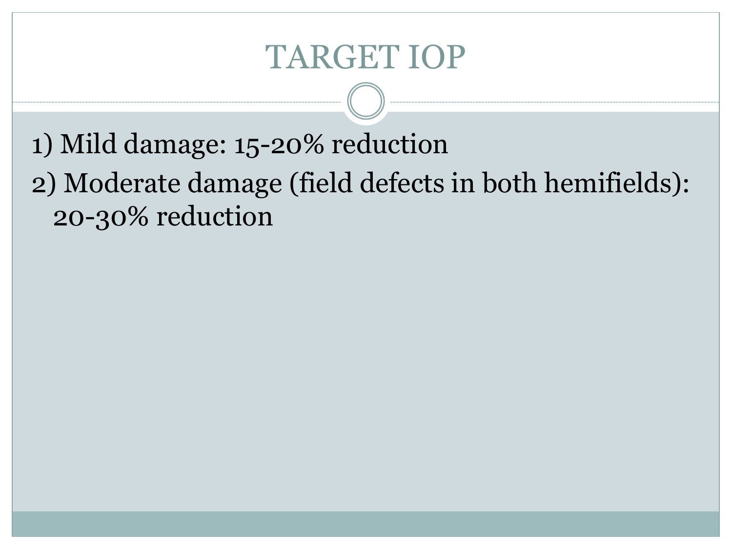# TARGET IOP

1) Mild damage: 15-20% reduction

2) Moderate damage (field defects in both hemifields): 20-30% reduction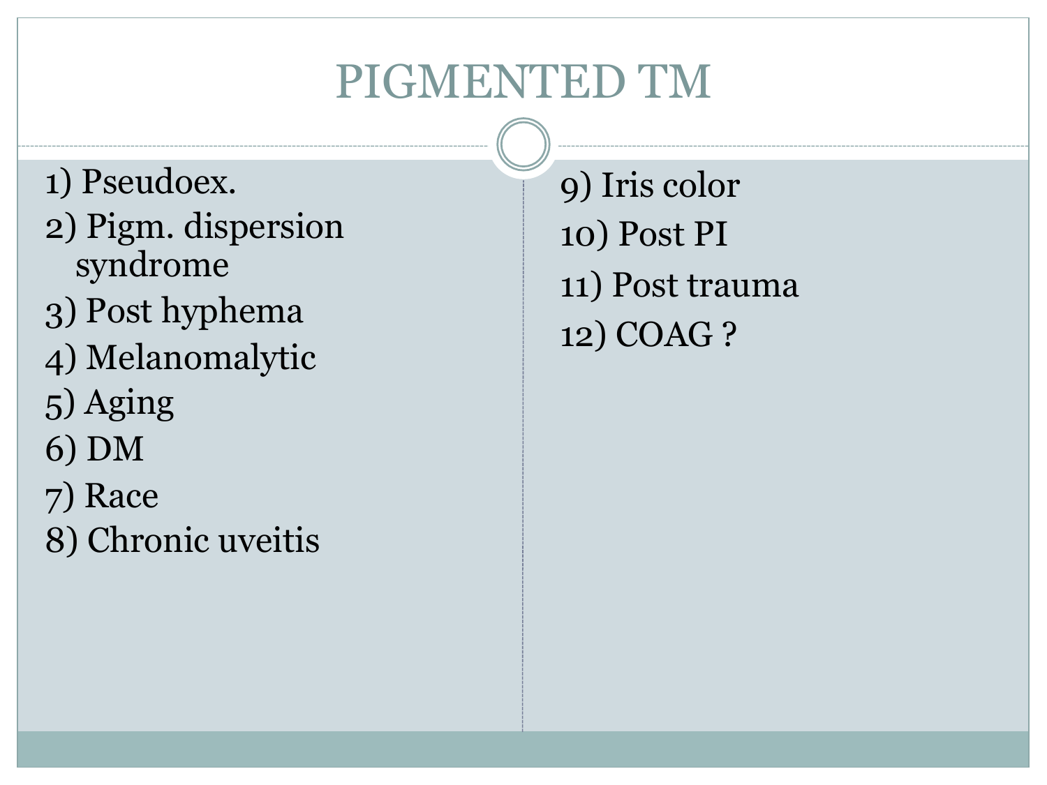# PIGMENTED TM

1) Pseudoex.
2) Pigm. dispersion syndrome
3) Post hyphema
4) Melanomalytic
5) Aging
6) DM
7) Race
8) Chronic uveitis
9) Iris color
10) Post PI
11) Post trauma
12) COAG ?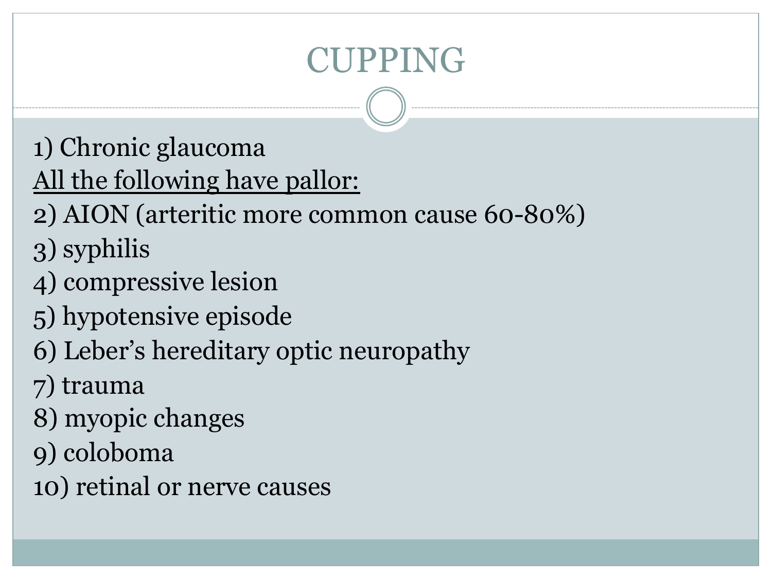# CUPPING

1) Chronic glaucoma

<u>All the following have pallor:</u>

2) AION (arteritic more common cause 60-80%)

3) syphilis

4) compressive lesion

5) hypotensive episode

6) Leber's hereditary optic neuropathy

7) trauma

8) myopic changes

9) coloboma

10) retinal or nerve causes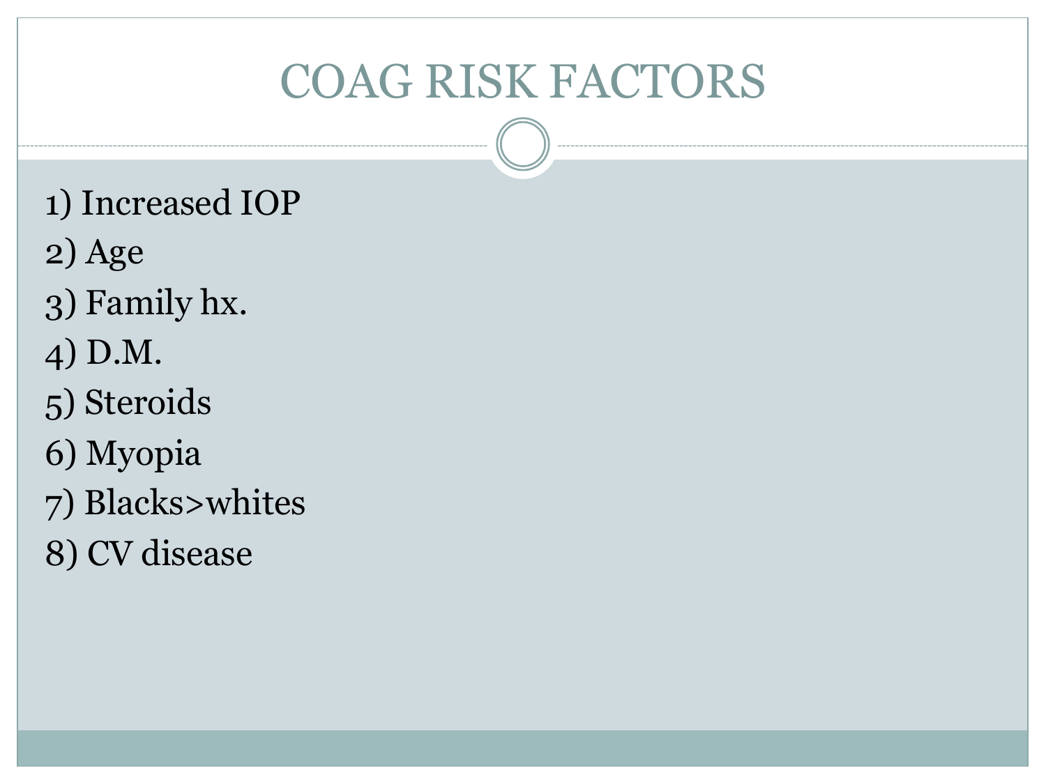# COAG RISK FACTORS

1) Increased IOP
2) Age
3) Family hx.
4) D.M.
5) Steroids
6) Myopia
7) Blacks>whites
8) CV disease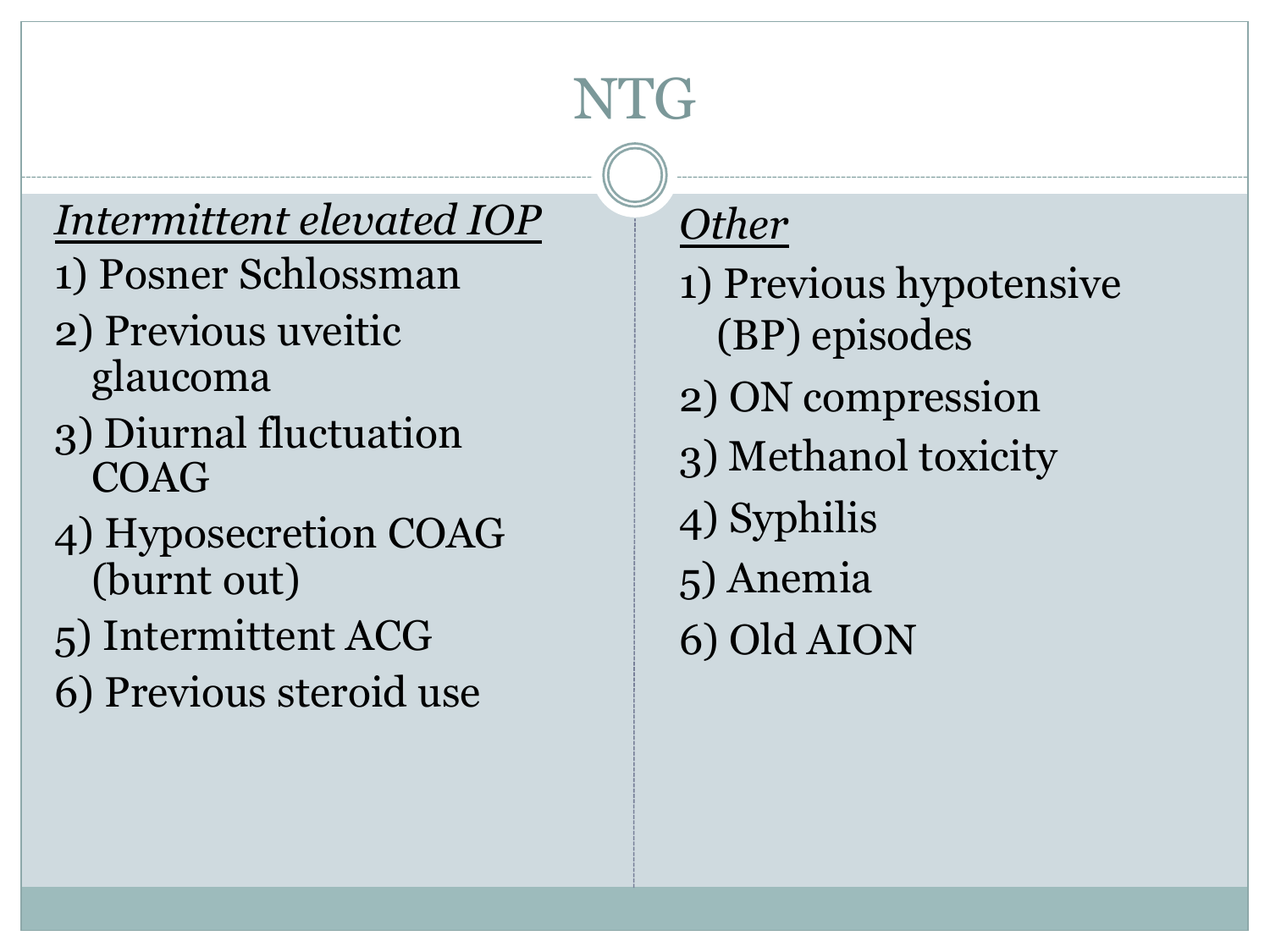# NTG

*Intermittent elevated IOP*

1) Posner Schlossman
2) Previous uveitic glaucoma
3) Diurnal fluctuation COAG
4) Hyposecretion COAG (burnt out)
5) Intermittent ACG
6) Previous steroid use

*Other*

1) Previous hypotensive (BP) episodes
2) ON compression
3) Methanol toxicity
4) Syphilis
5) Anemia
6) Old AION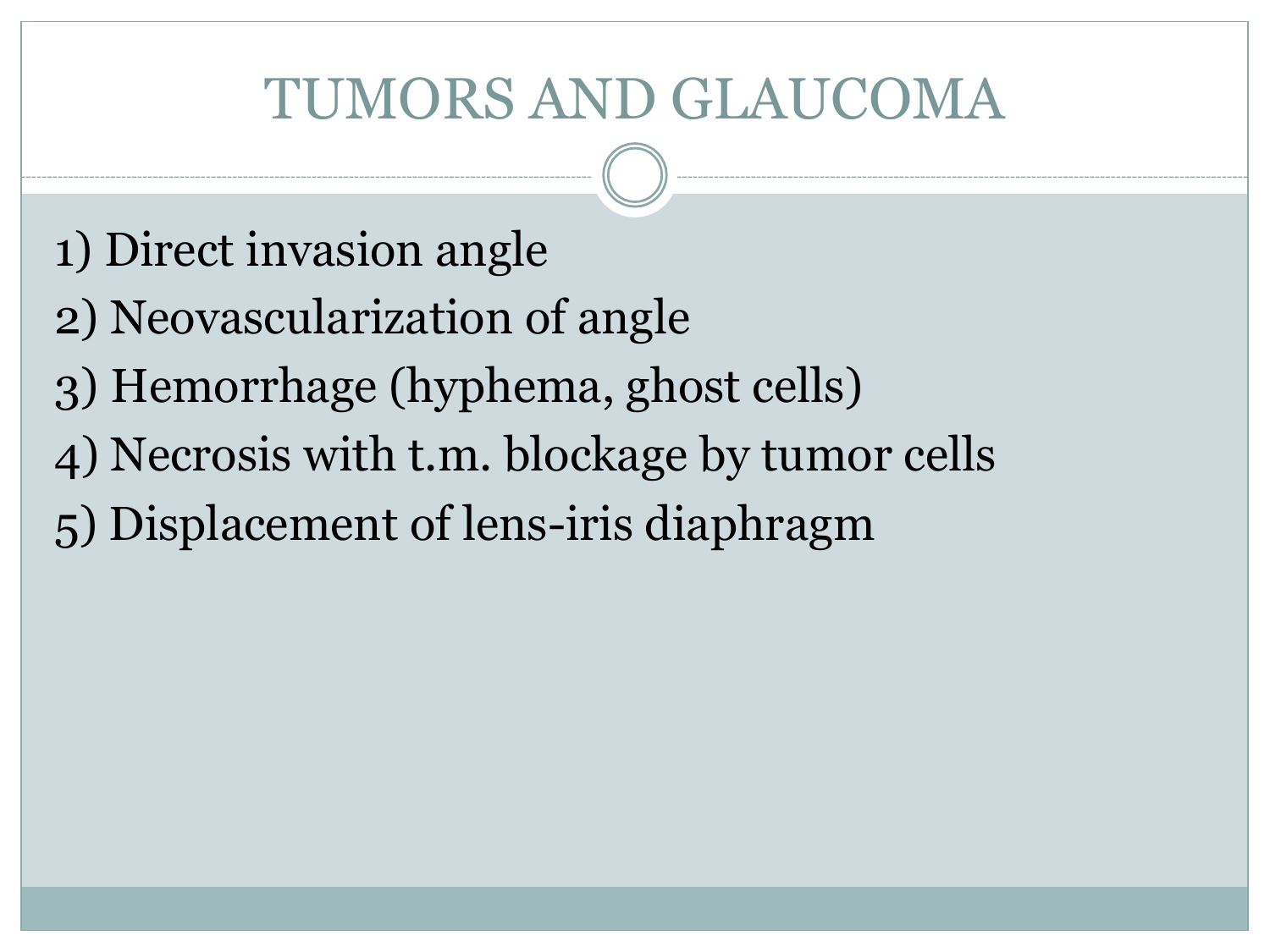# TUMORS AND GLAUCOMA

1) Direct invasion angle
2) Neovascularization of angle
3) Hemorrhage (hyphema, ghost cells)
4) Necrosis with t.m. blockage by tumor cells
5) Displacement of lens-iris diaphragm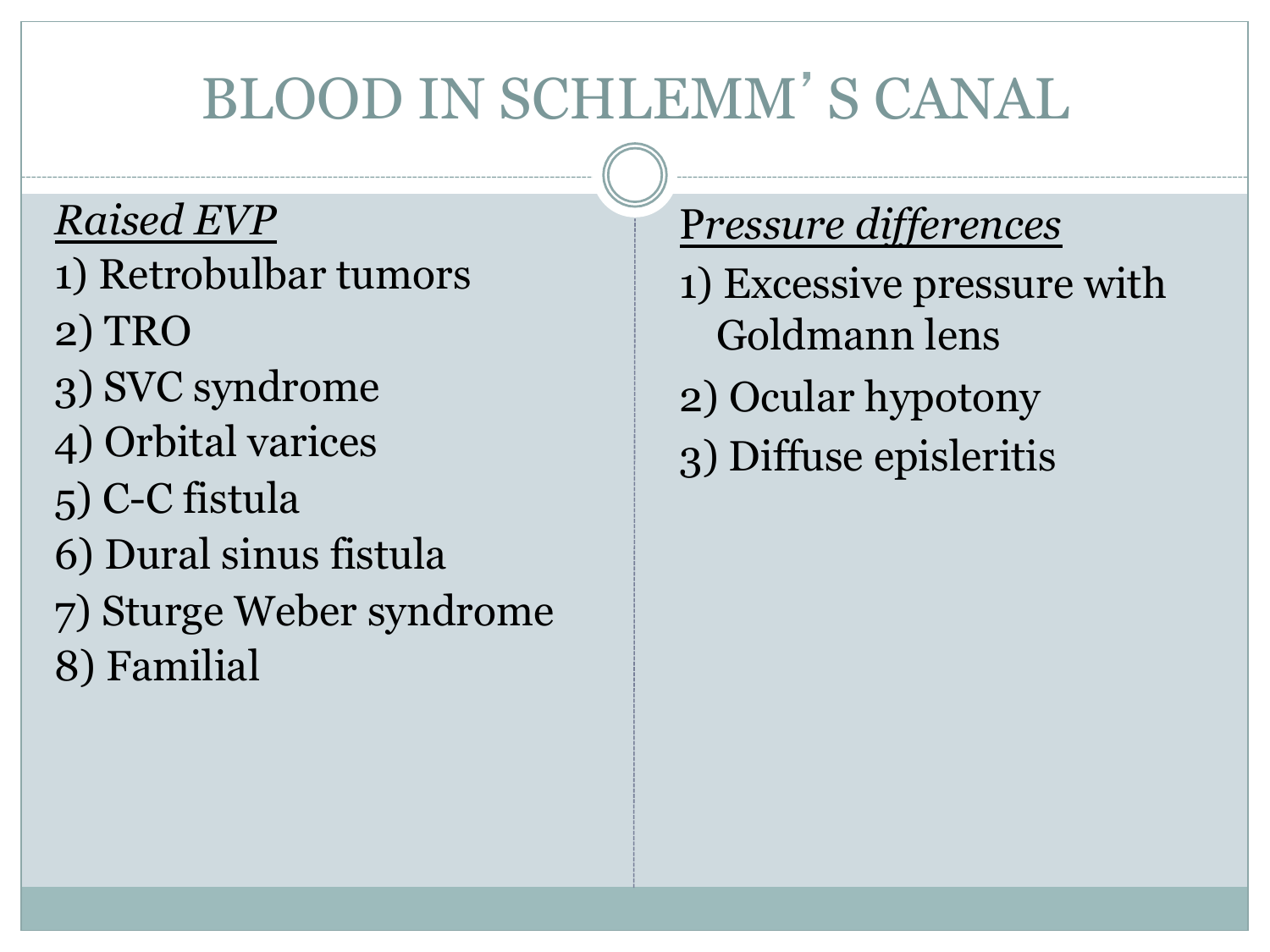# BLOOD IN SCHLEMM'S CANAL

*Raised EVP*

1) Retrobulbar tumors
2) TRO
3) SVC syndrome
4) Orbital varices
5) C-C fistula
6) Dural sinus fistula
7) Sturge Weber syndrome
8) Familial

*Pressure differences*

1) Excessive pressure with Goldmann lens
2) Ocular hypotony
3) Diffuse episleritis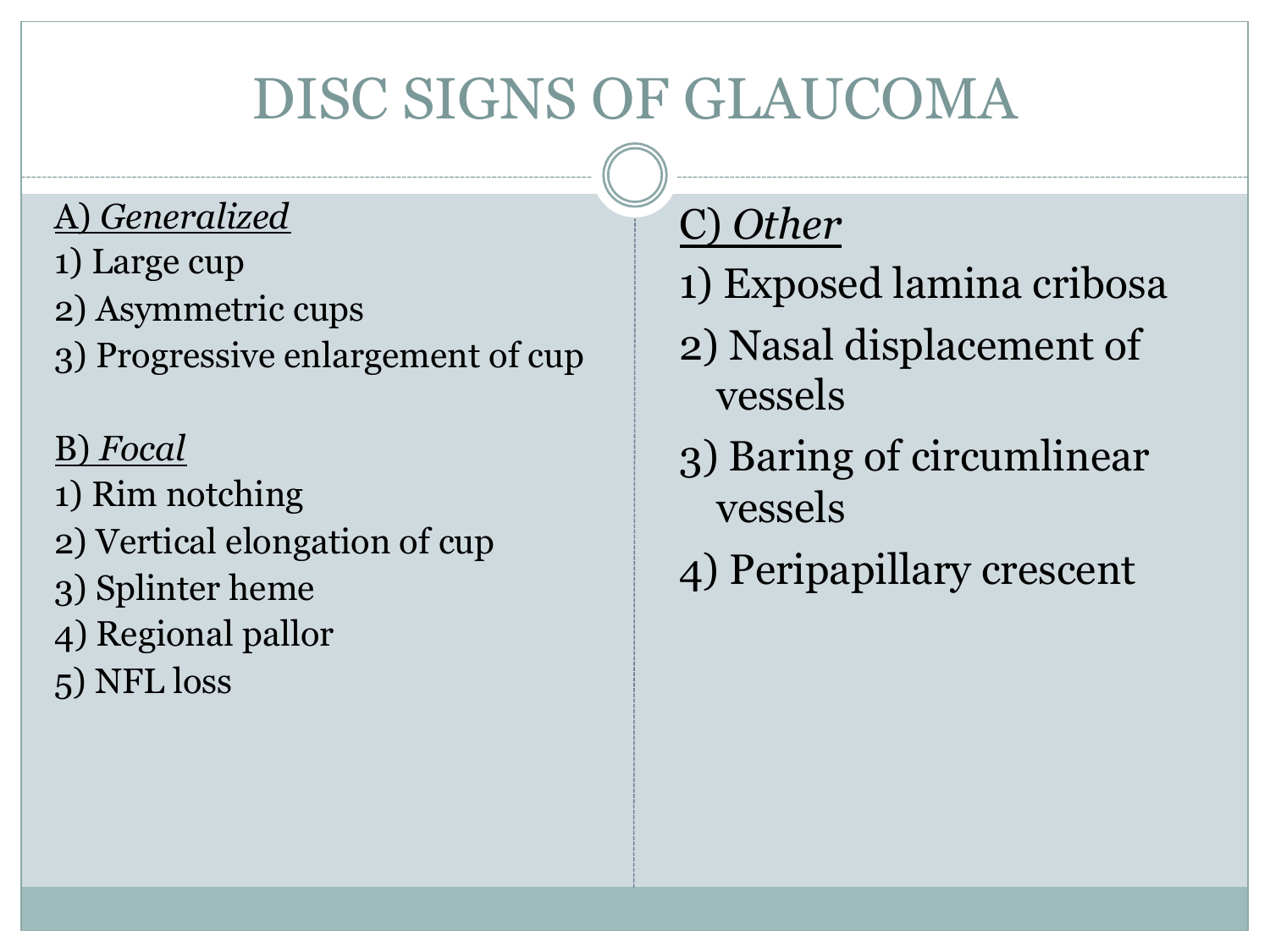# DISC SIGNS OF GLAUCOMA

<u>A) *Generalized*</u>

1) Large cup
2) Asymmetric cups
3) Progressive enlargement of cup

<u>B) *Focal*</u>

1) Rim notching
2) Vertical elongation of cup
3) Splinter heme
4) Regional pallor
5) NFL loss

<u>C) *Other*</u>

1) Exposed lamina cribosa
2) Nasal displacement of vessels
3) Baring of circumlinear vessels
4) Peripapillary crescent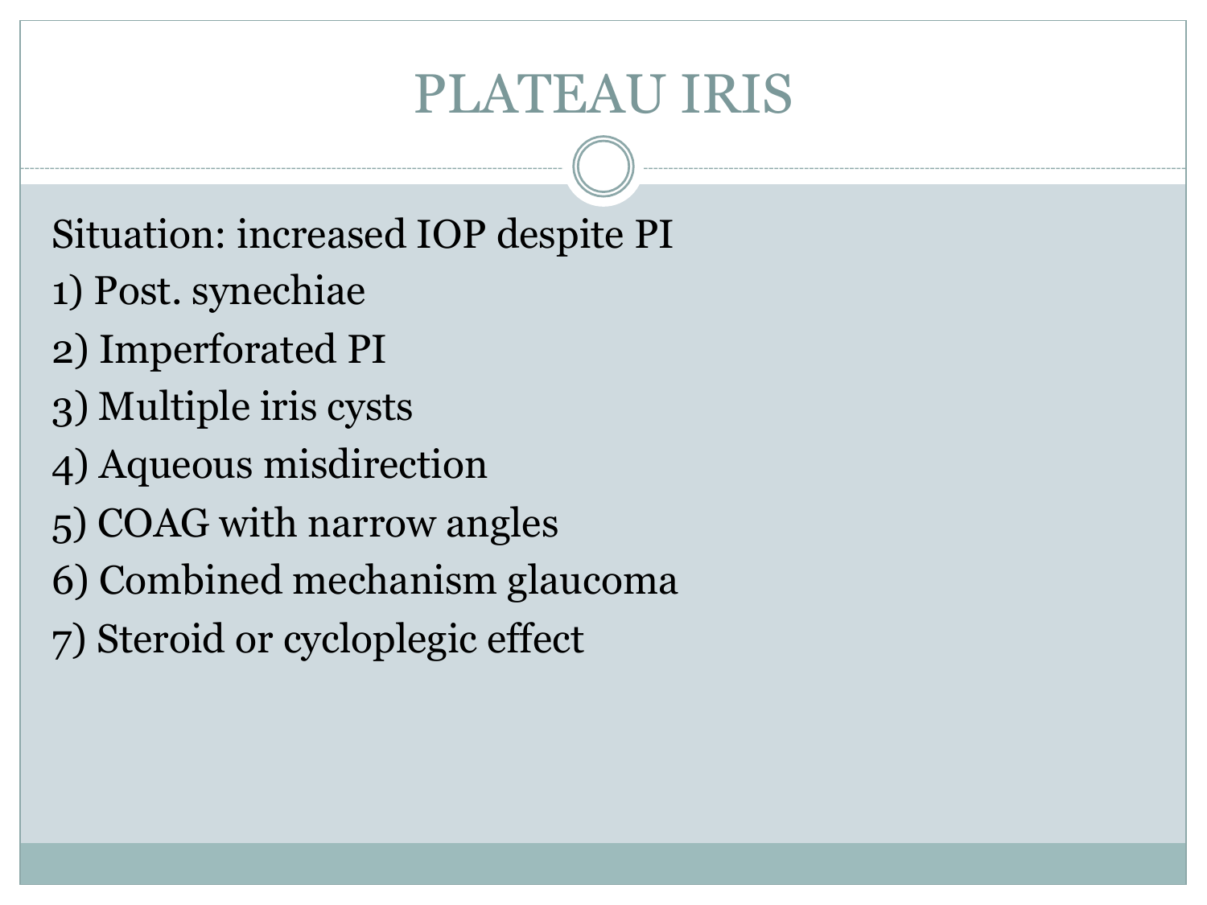# PLATEAU IRIS

Situation: increased IOP despite PI

1) Post. synechiae

2) Imperforated PI

3) Multiple iris cysts

4) Aqueous misdirection

5) COAG with narrow angles

6) Combined mechanism glaucoma

7) Steroid or cycloplegic effect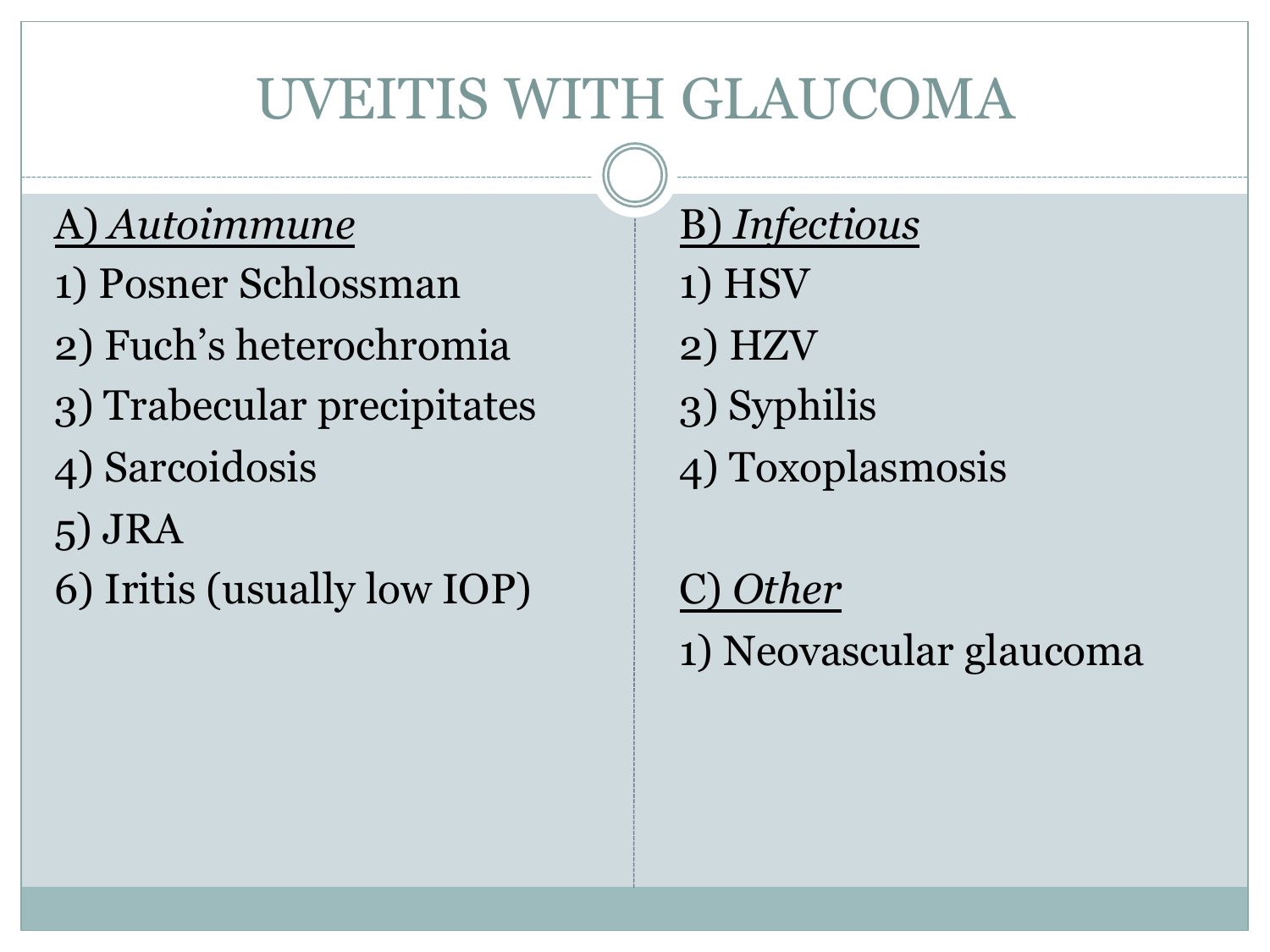# UVEITIS WITH GLAUCOMA

A) *Autoimmune*

1) Posner Schlossman
2) Fuch's heterochromia
3) Trabecular precipitates
4) Sarcoidosis
5) JRA
6) Iritis (usually low IOP)

B) *Infectious*

1) HSV
2) HZV
3) Syphilis
4) Toxoplasmosis

C) *Other*

1) Neovascular glaucoma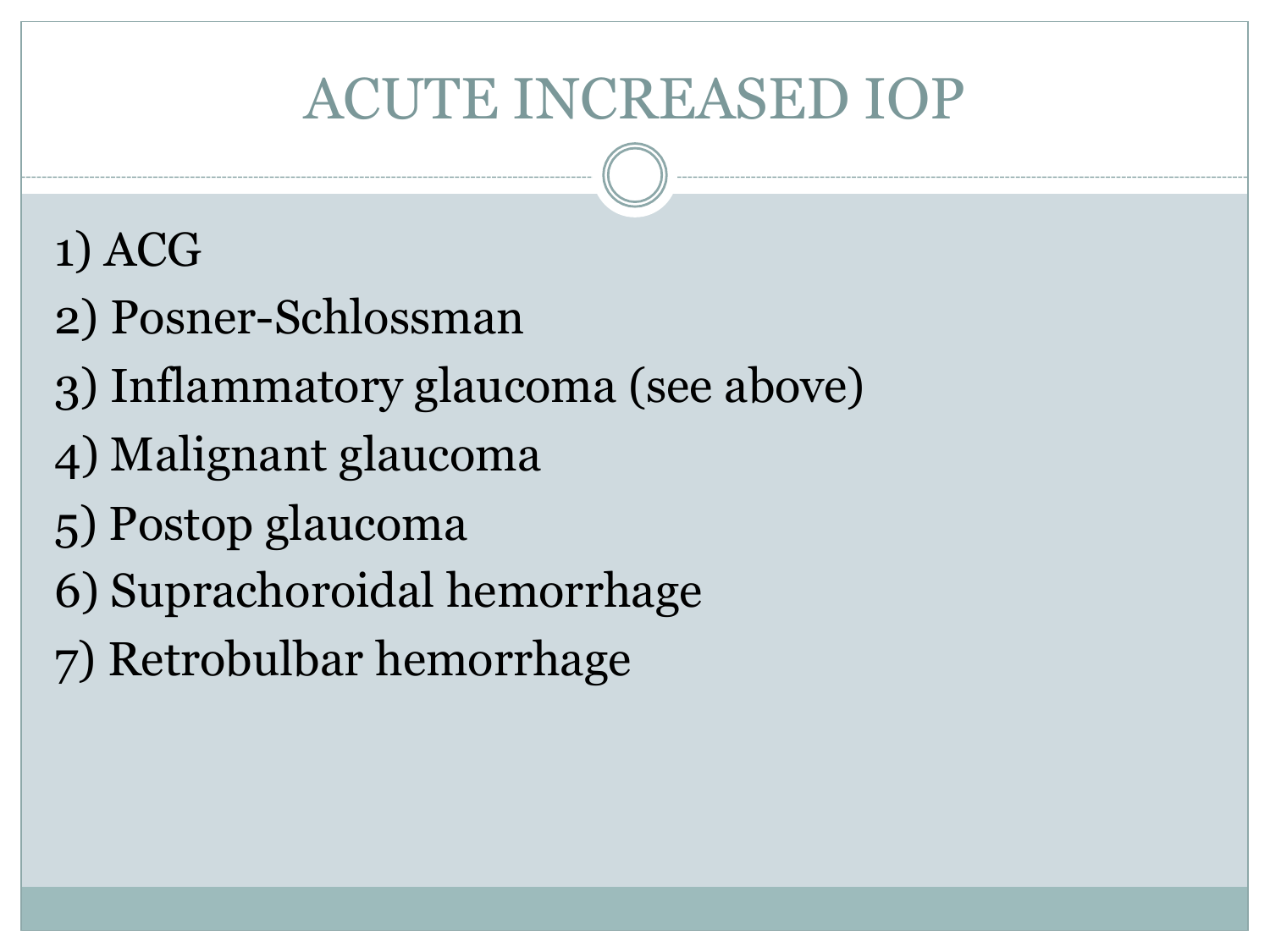# ACUTE INCREASED IOP

1) ACG

2) Posner-Schlossman

3) Inflammatory glaucoma (see above)

4) Malignant glaucoma

5) Postop glaucoma

6) Suprachoroidal hemorrhage

7) Retrobulbar hemorrhage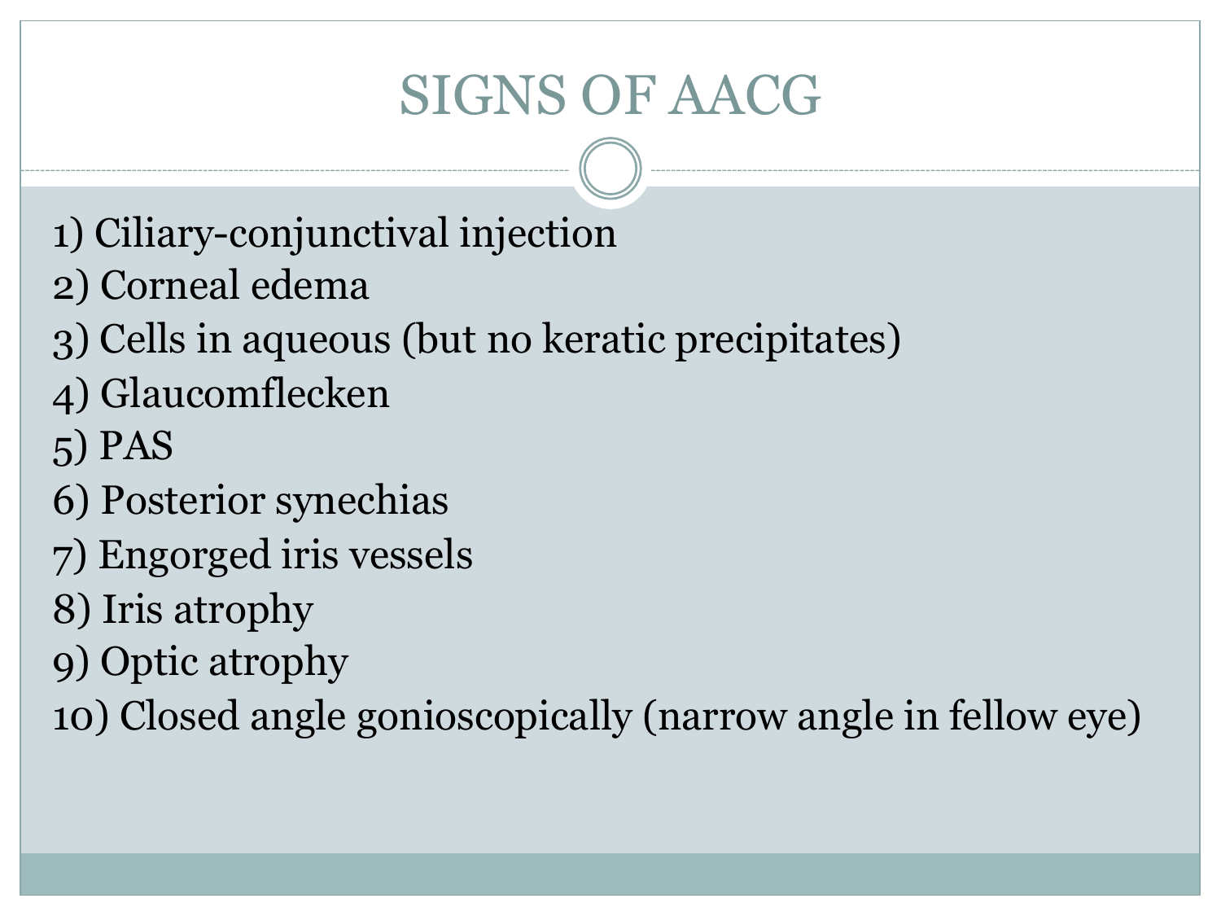# SIGNS OF AACG

1) Ciliary-conjunctival injection
2) Corneal edema
3) Cells in aqueous (but no keratic precipitates)
4) Glaucomflecken
5) PAS
6) Posterior synechias
7) Engorged iris vessels
8) Iris atrophy
9) Optic atrophy
10) Closed angle gonioscopically (narrow angle in fellow eye)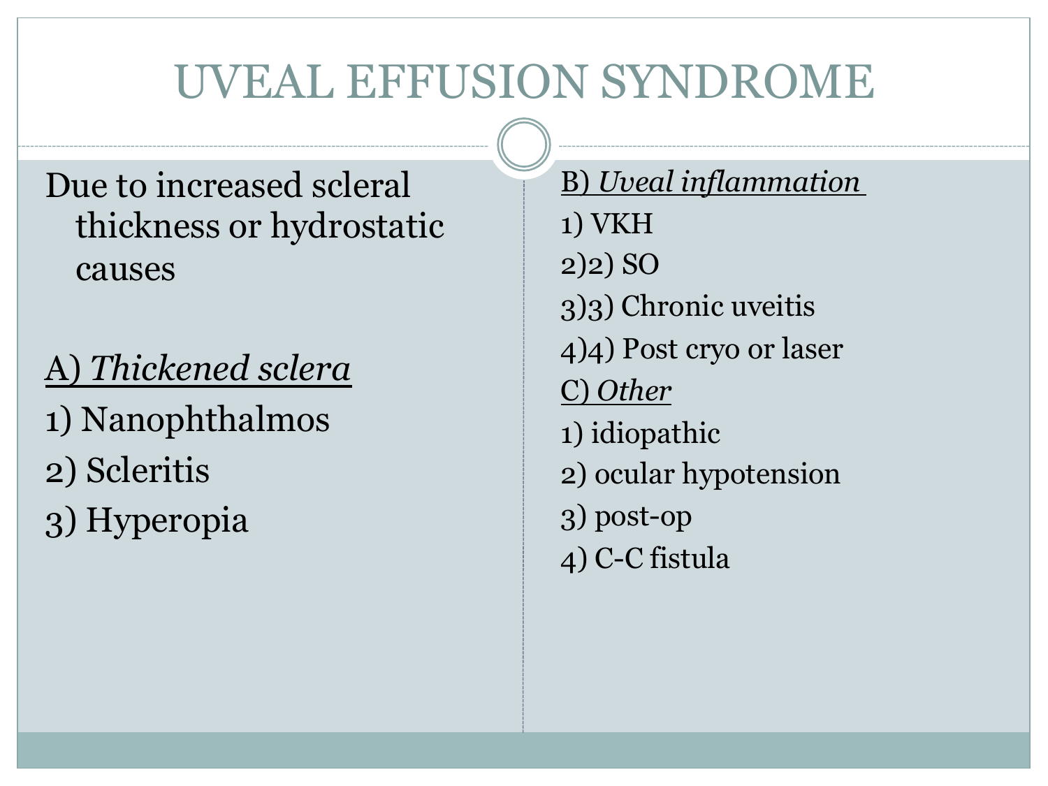# UVEAL EFFUSION SYNDROME

Due to increased scleral thickness or hydrostatic causes

A) *Thickened sclera*

1) Nanophthalmos
2) Scleritis
3) Hyperopia

B) *Uveal inflammation*

1) VKH
2)2) SO
3)3) Chronic uveitis
4)4) Post cryo or laser

C) *Other*

1) idiopathic
2) ocular hypotension
3) post-op
4) C-C fistula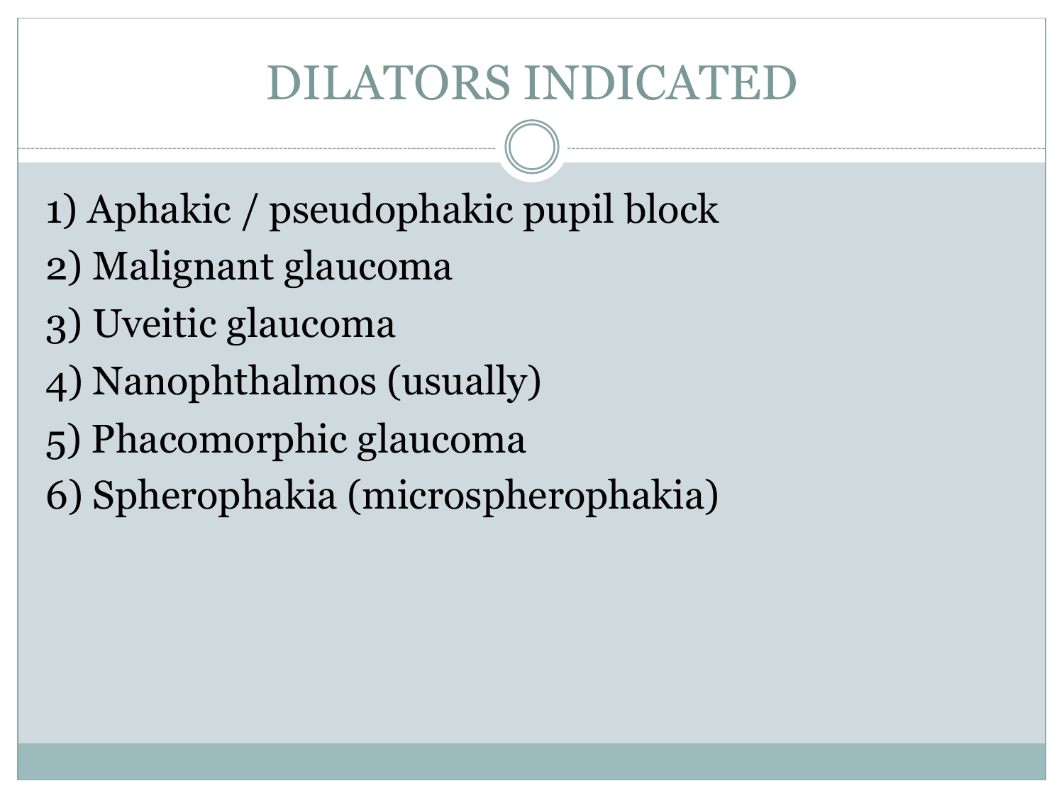# DILATORS INDICATED

1) Aphakic / pseudophakic pupil block
2) Malignant glaucoma
3) Uveitic glaucoma
4) Nanophthalmos (usually)
5) Phacomorphic glaucoma
6) Spherophakia (microspherophakia)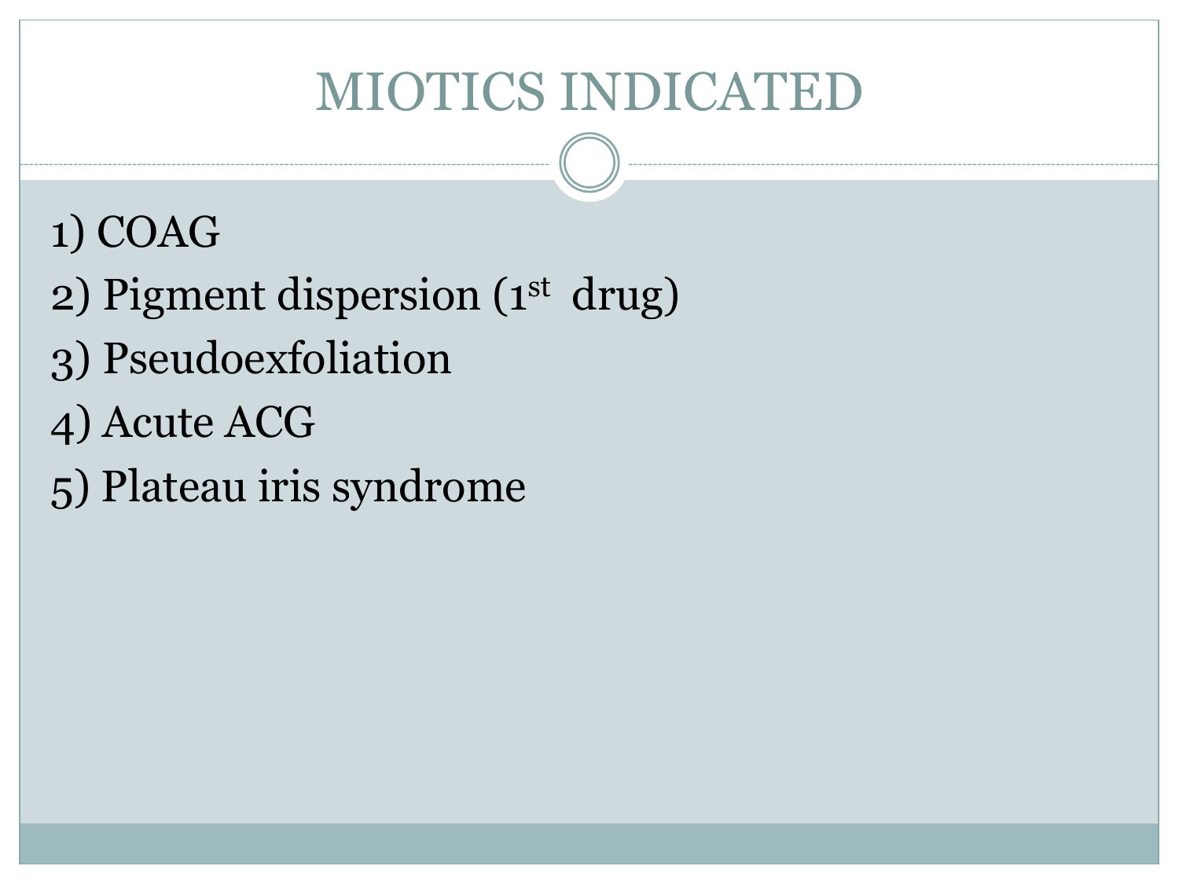# MIOTICS INDICATED

1) COAG
2) Pigment dispersion ($1^{st}$ drug)
3) Pseudoexfoliation
4) Acute ACG
5) Plateau iris syndrome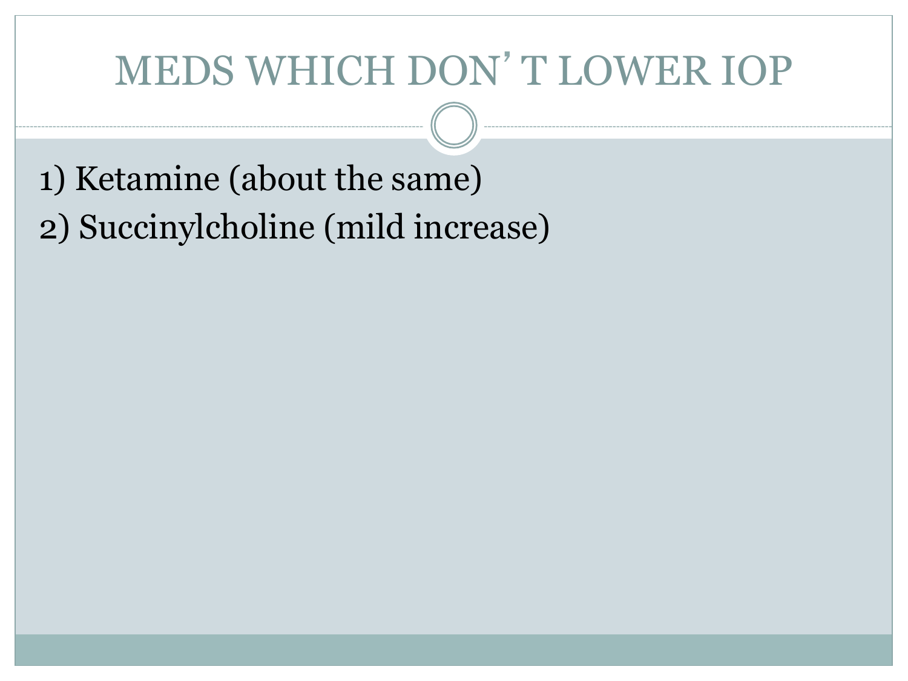# MEDS WHICH DON'T LOWER IOP

1) Ketamine (about the same)
2) Succinylcholine (mild increase)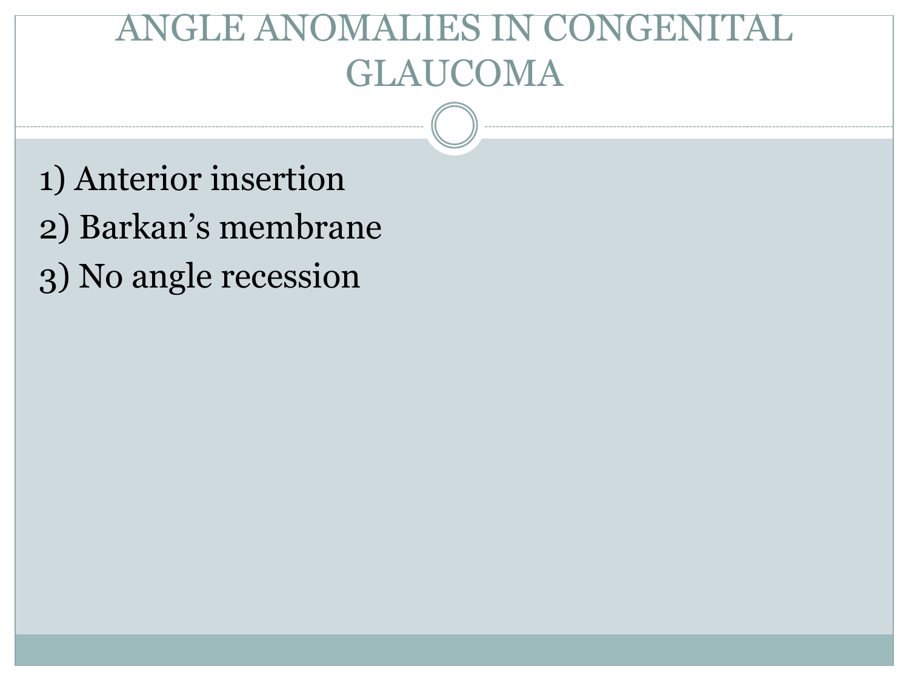# ANGLE ANOMALIES IN CONGENITAL GLAUCOMA

1) Anterior insertion

2) Barkan's membrane

3) No angle recession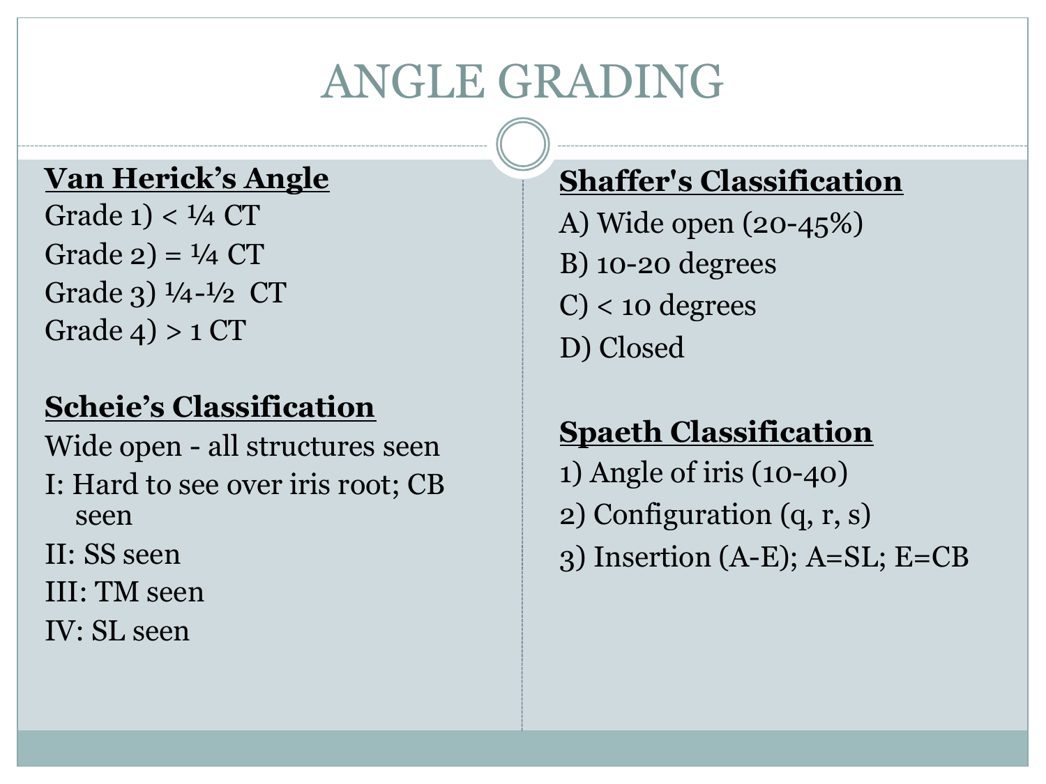# ANGLE GRADING

**Van Herick's Angle**

Grade 1) < ¼ CT

Grade 2) = ¼ CT

Grade 3) ¼-½ CT

Grade 4) > 1 CT

**Scheie's Classification**

Wide open - all structures seen

I: Hard to see over iris root; CB seen

II: SS seen

III: TM seen

IV: SL seen

**Shaffer's Classification**

A) Wide open (20-45%)

B) 10-20 degrees

C) < 10 degrees

D) Closed

**Spaeth Classification**

1) Angle of iris (10-40)

2) Configuration (q, r, s)

3) Insertion (A-E); A=SL; E=CB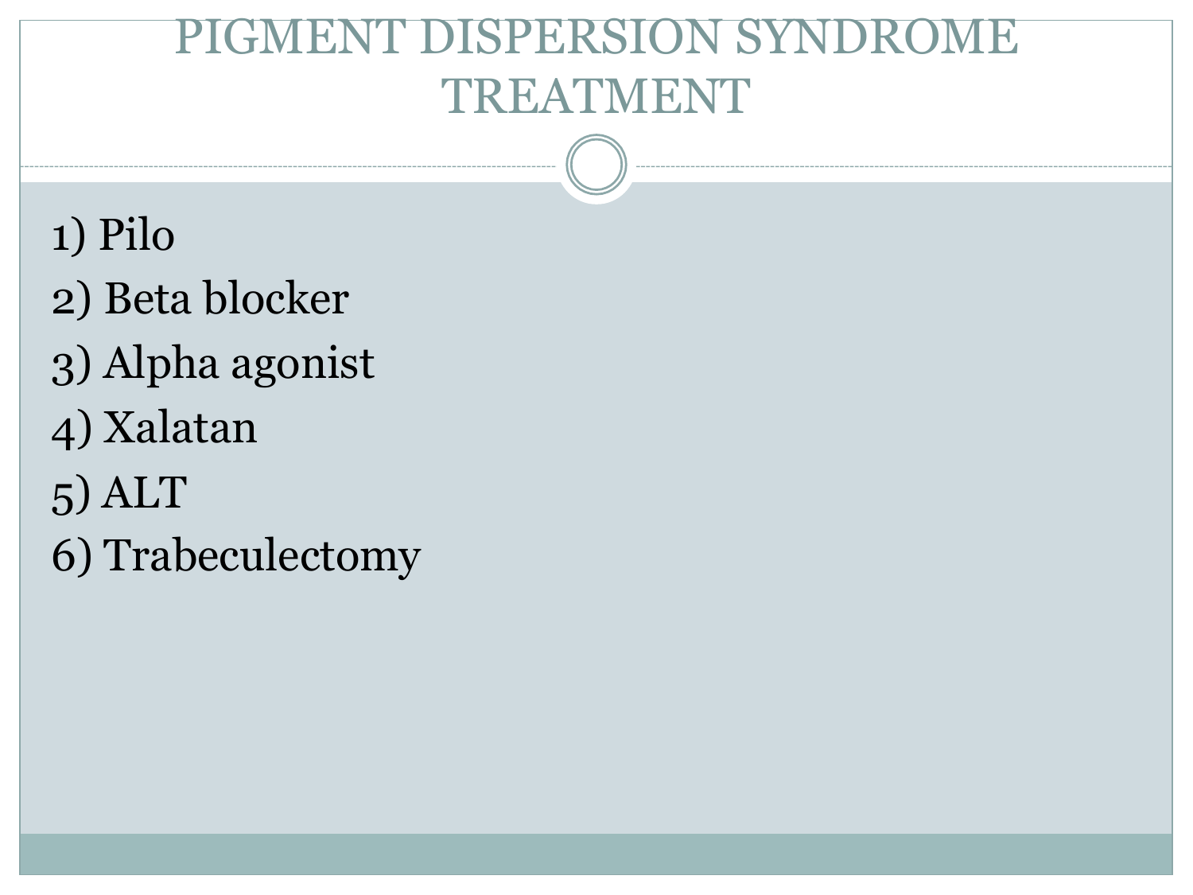# PIGMENT DISPERSION SYNDROME TREATMENT

1) Pilo
2) Beta blocker
3) Alpha agonist
4) Xalatan
5) ALT
6) Trabeculectomy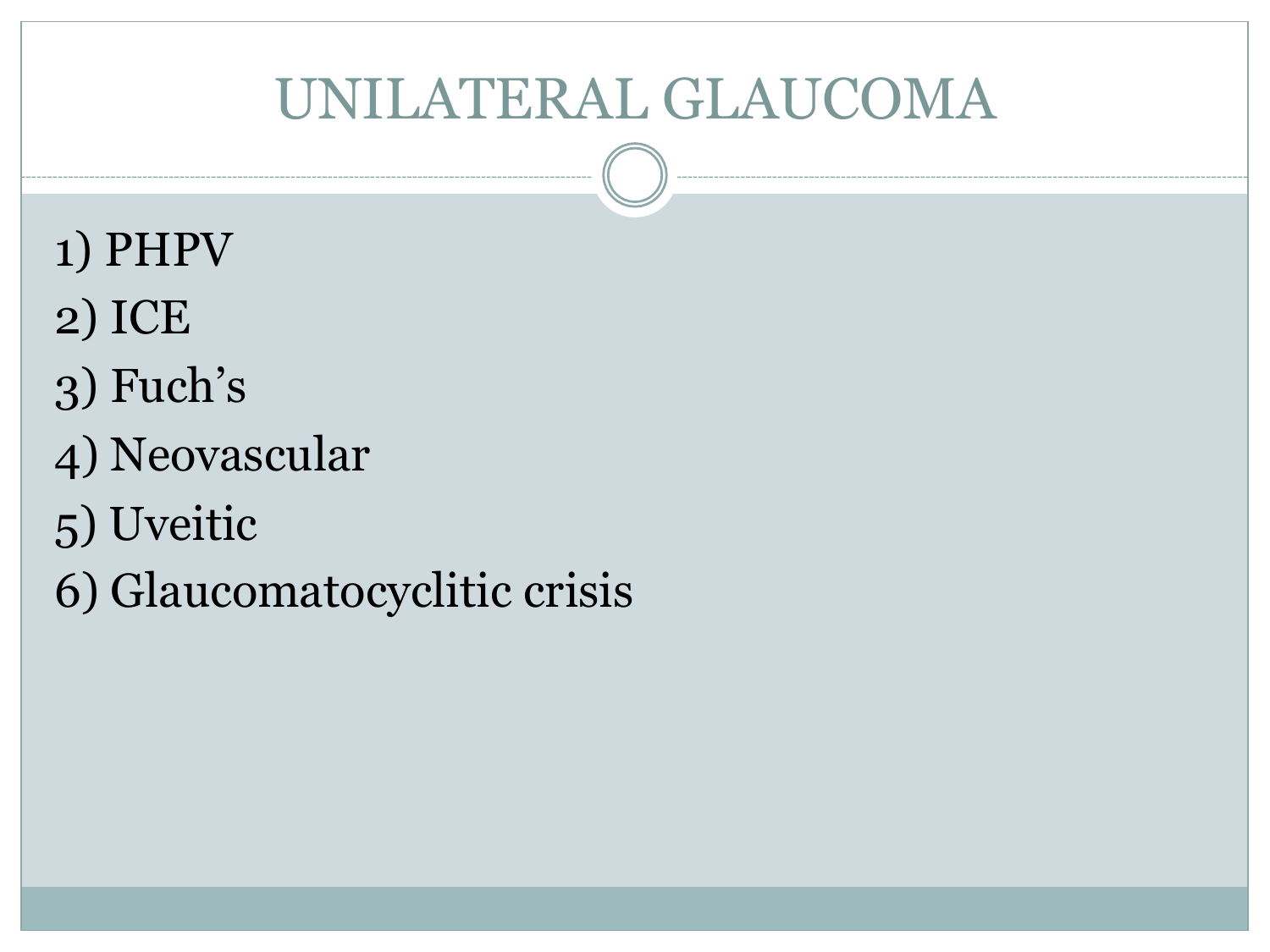# UNILATERAL GLAUCOMA

1) PHPV
2) ICE
3) Fuch's
4) Neovascular
5) Uveitic
6) Glaucomatocyclitic crisis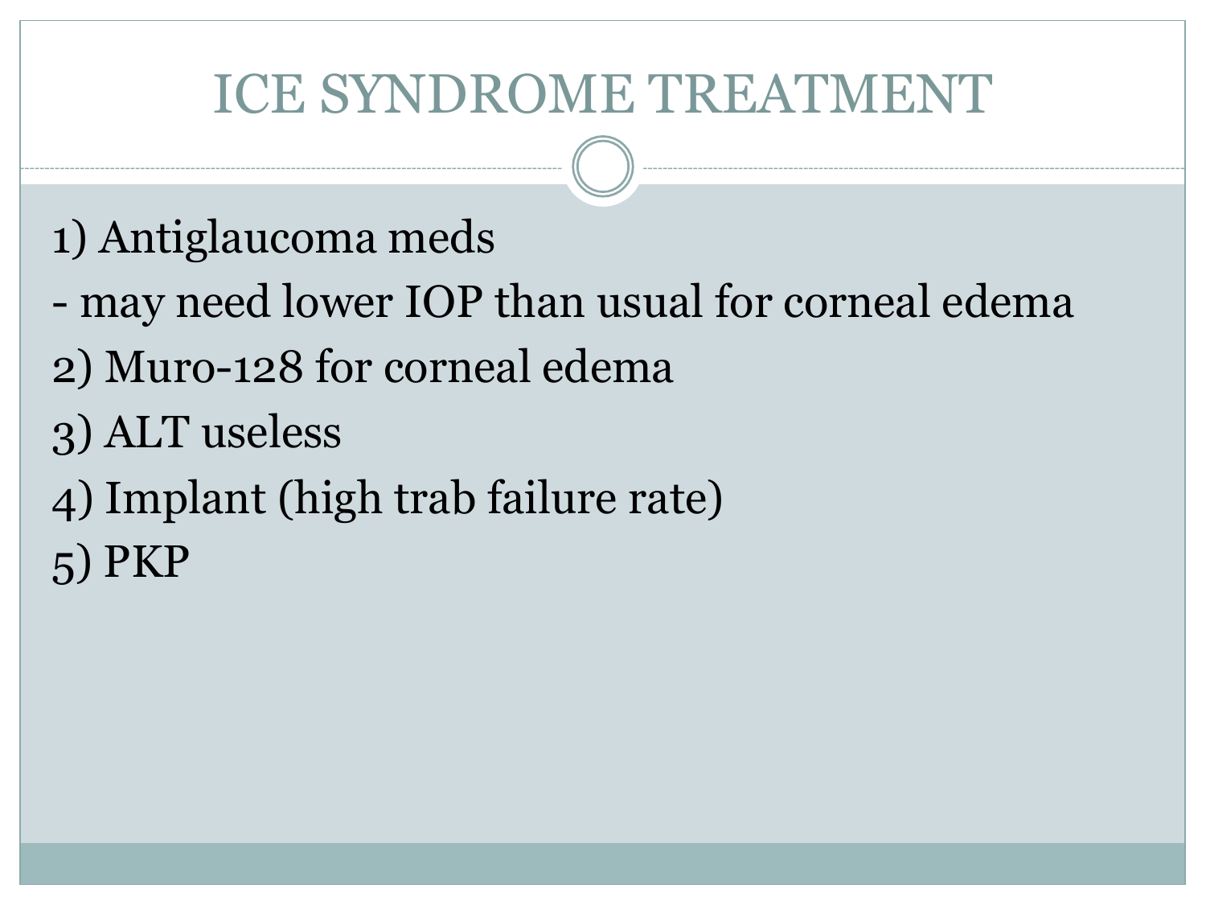# ICE SYNDROME TREATMENT

1) Antiglaucoma meds

- may need lower IOP than usual for corneal edema

2) Muro-128 for corneal edema

3) ALT useless

4) Implant (high trab failure rate)

5) PKP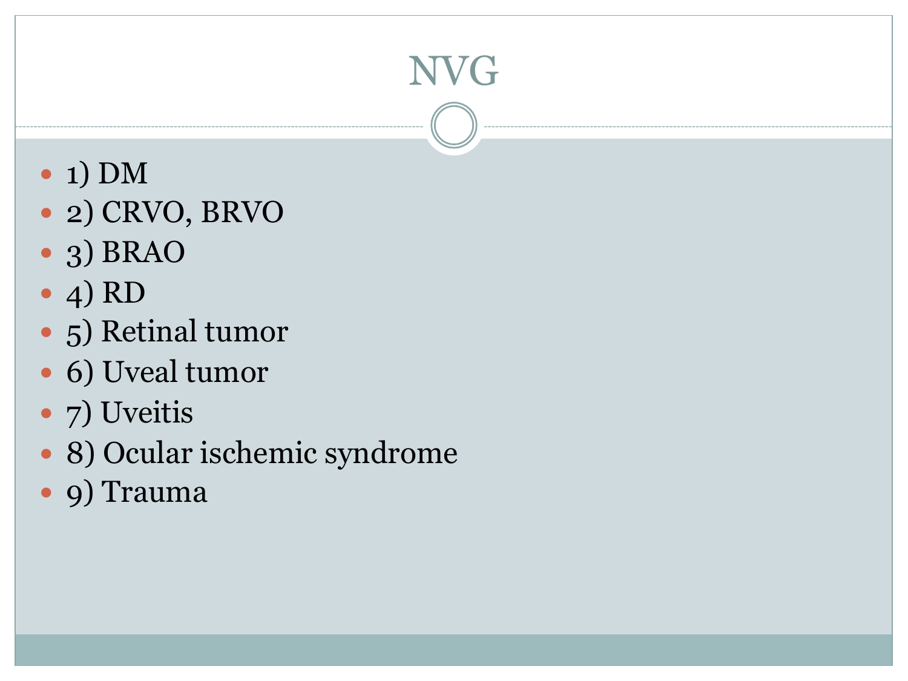# NVG

- 1) DM
- 2) CRVO, BRVO
- 3) BRAO
- 4) RD
- 5) Retinal tumor
- 6) Uveal tumor
- 7) Uveitis
- 8) Ocular ischemic syndrome
- 9) Trauma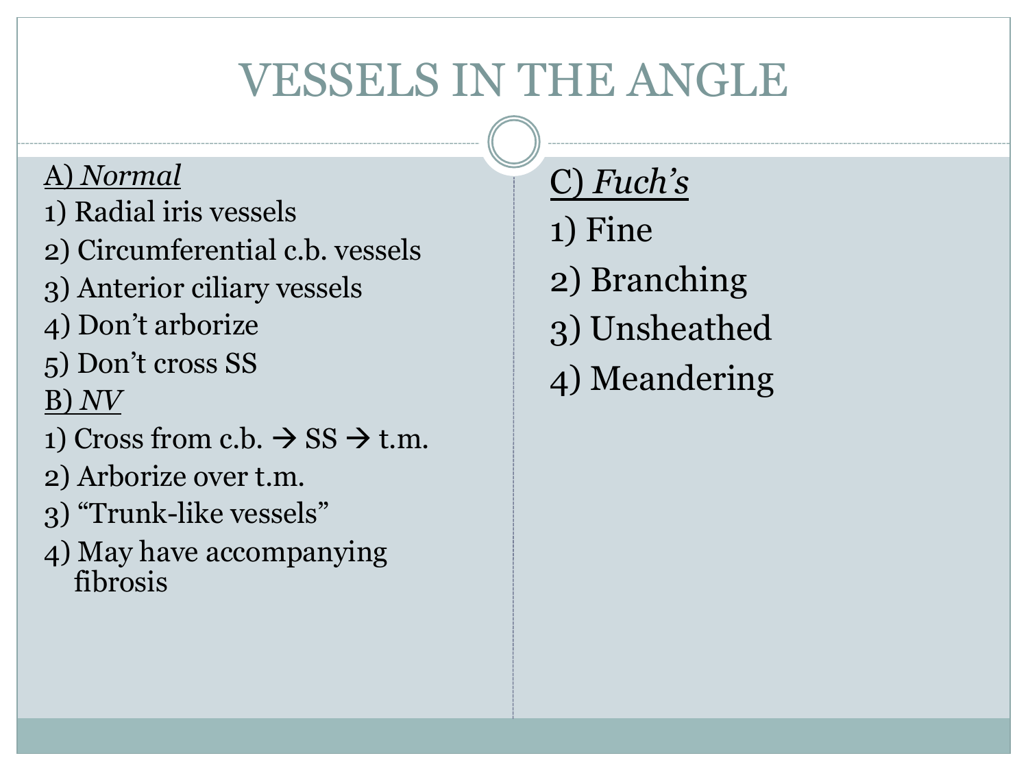# VESSELS IN THE ANGLE

A) *Normal*

1) Radial iris vessels
2) Circumferential c.b. vessels
3) Anterior ciliary vessels
4) Don't arborize
5) Don't cross SS

B) *NV*

1) Cross from c.b. → SS → t.m.
2) Arborize over t.m.
3) "Trunk-like vessels"
4) May have accompanying fibrosis

C) *Fuch's*

1) Fine
2) Branching
3) Unsheathed
4) Meandering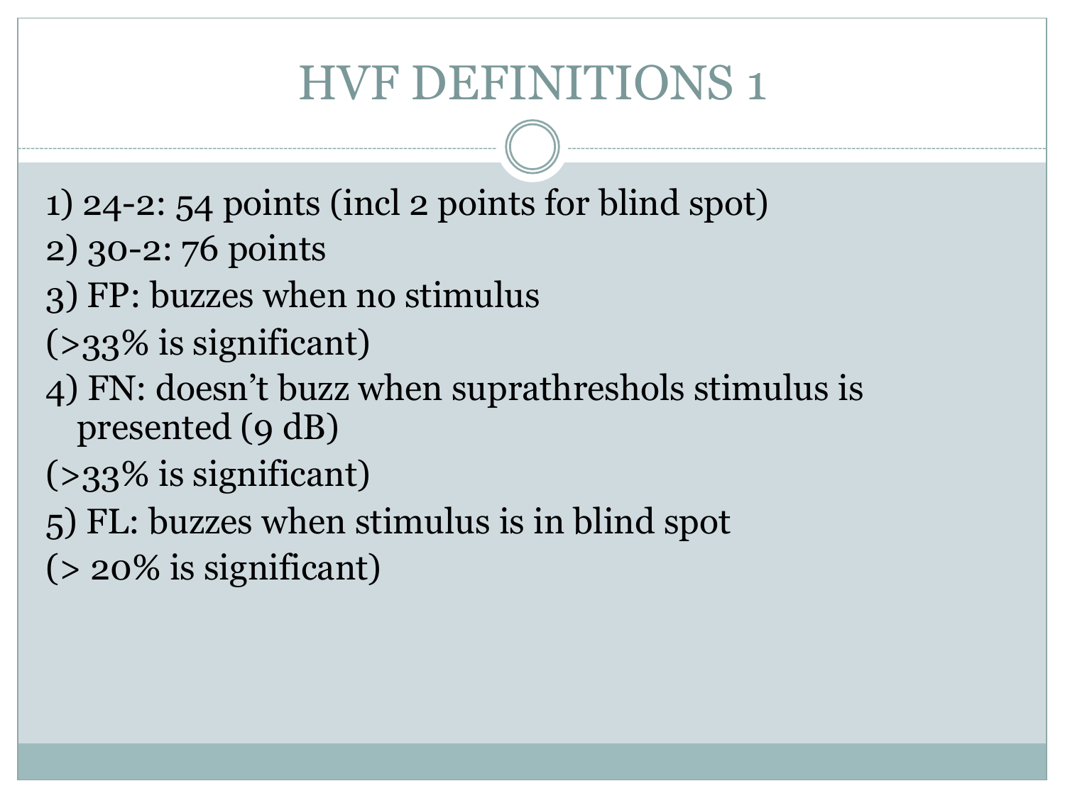# HVF DEFINITIONS 1

1) 24-2: 54 points (incl 2 points for blind spot)
2) 30-2: 76 points
3) FP: buzzes when no stimulus

(>33% is significant)

4) FN: doesn't buzz when suprathreshols stimulus is presented (9 dB)

(>33% is significant)

5) FL: buzzes when stimulus is in blind spot

(> 20% is significant)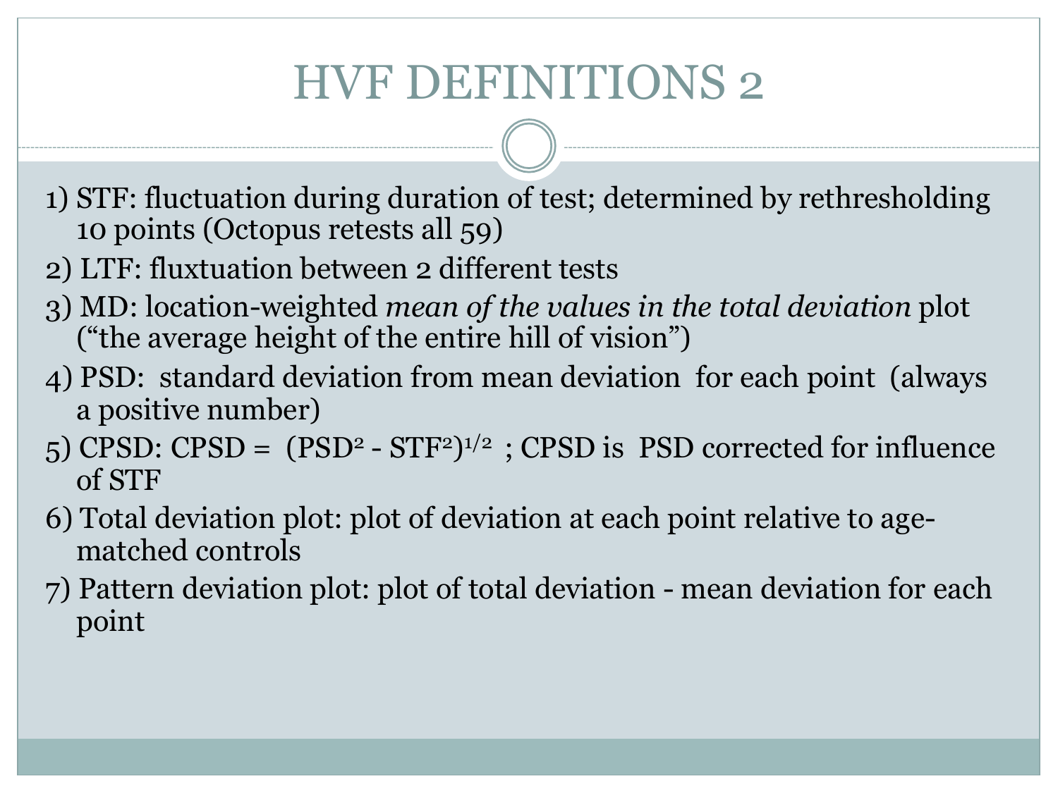# HVF DEFINITIONS 2

1) STF: fluctuation during duration of test; determined by rethresholding 10 points (Octopus retests all 59)
2) LTF: fluxtuation between 2 different tests
3) MD: location-weighted *mean of the values in the total deviation* plot ("the average height of the entire hill of vision")
4) PSD: standard deviation from mean deviation for each point (always a positive number)
5) CPSD: $CPSD = (PSD^2 - STF^2)^{1/2}$ ; CPSD is PSD corrected for influence of STF
6) Total deviation plot: plot of deviation at each point relative to age-matched controls
7) Pattern deviation plot: plot of total deviation - mean deviation for each point